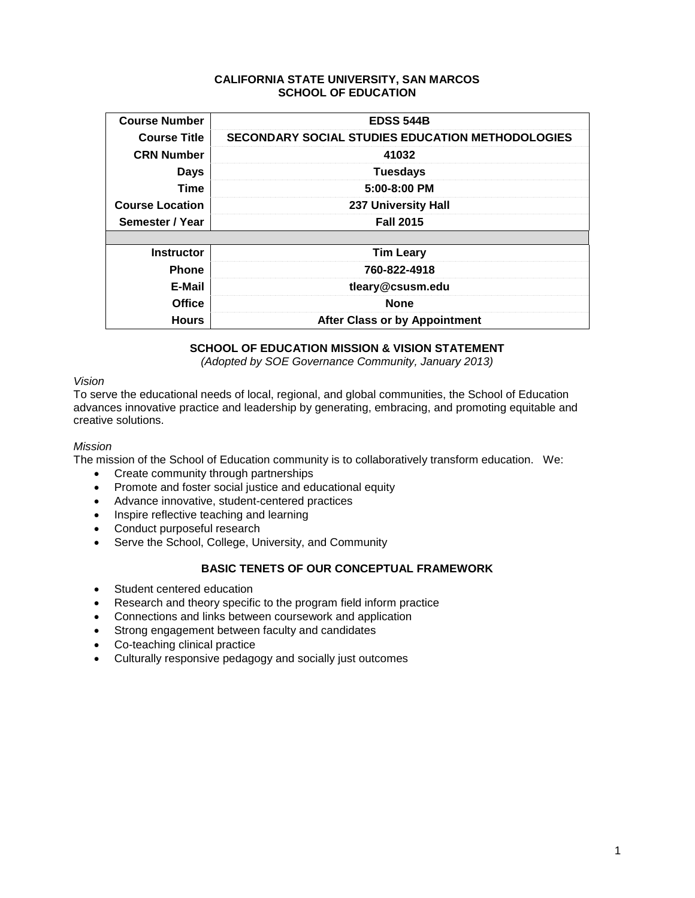**CALIFORNIA STATE UNIVERSITY, SAN MARCOS**
**SCHOOL OF EDUCATION**

| | |
|---|---|
| **Course Number** | **EDSS 544B** |
| **Course Title** | **SECONDARY SOCIAL STUDIES EDUCATION METHODOLOGIES** |
| **CRN Number** | **41032** |
| **Days** | **Tuesdays** |
| **Time** | **5:00-8:00 PM** |
| **Course Location** | **237 University Hall** |
| **Semester / Year** | **Fall 2015** |
| | |
| **Instructor** | **Tim Leary** |
| **Phone** | **760-822-4918** |
| **E-Mail** | **tleary@csusm.edu** |
| **Office** | **None** |
| **Hours** | **After Class or by Appointment** |

## SCHOOL OF EDUCATION MISSION & VISION STATEMENT

*(Adopted by SOE Governance Community, January 2013)*

*Vision*

To serve the educational needs of local, regional, and global communities, the School of Education advances innovative practice and leadership by generating, embracing, and promoting equitable and creative solutions.

*Mission*

The mission of the School of Education community is to collaboratively transform education. We:

- Create community through partnerships
- Promote and foster social justice and educational equity
- Advance innovative, student-centered practices
- Inspire reflective teaching and learning
- Conduct purposeful research
- Serve the School, College, University, and Community

## BASIC TENETS OF OUR CONCEPTUAL FRAMEWORK

- Student centered education
- Research and theory specific to the program field inform practice
- Connections and links between coursework and application
- Strong engagement between faculty and candidates
- Co-teaching clinical practice
- Culturally responsive pedagogy and socially just outcomes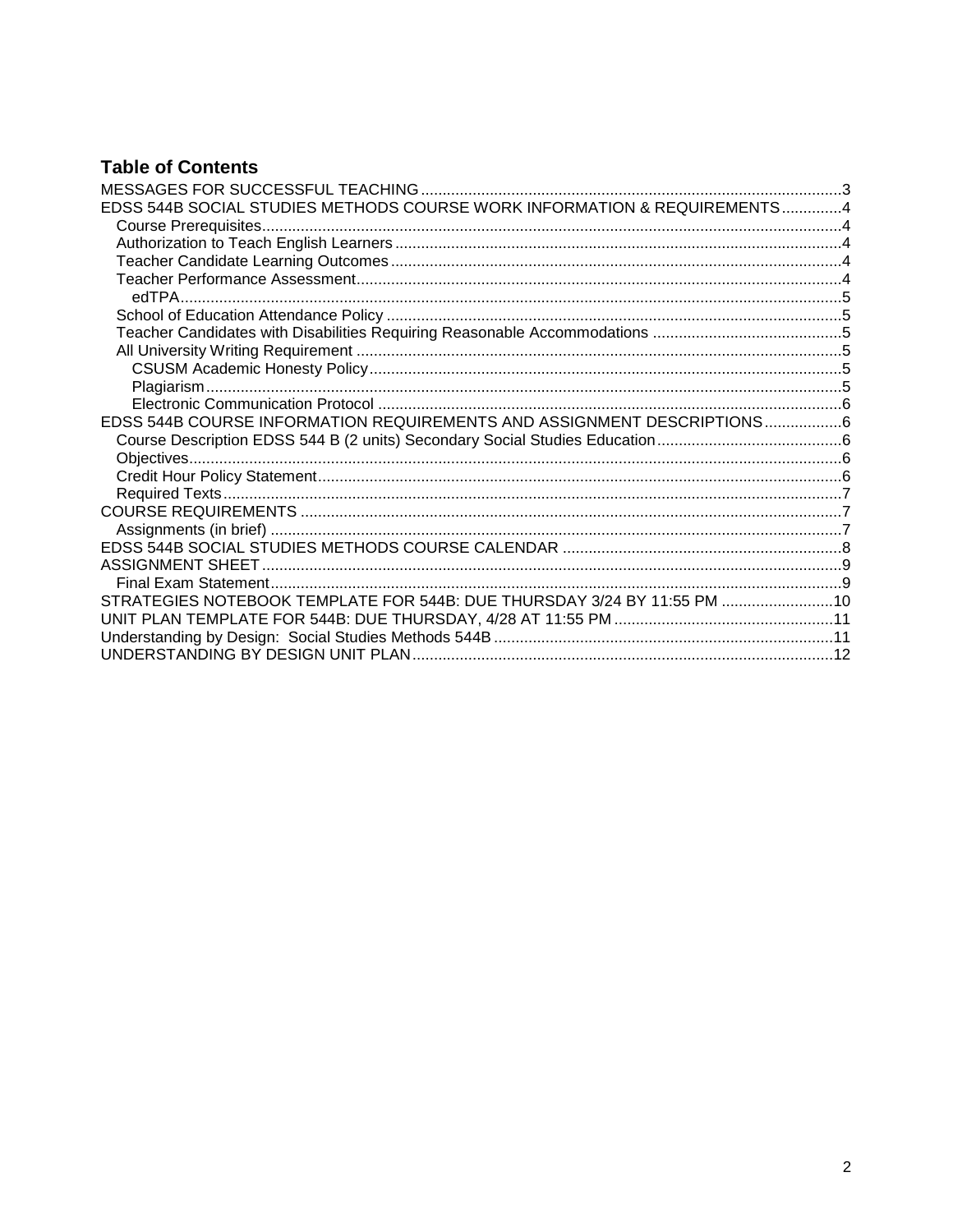## Table of Contents

- MESSAGES FOR SUCCESSFUL TEACHING ........ 3
- EDSS 544B SOCIAL STUDIES METHODS COURSE WORK INFORMATION & REQUIREMENTS ........ 4
  - Course Prerequisites ........ 4
  - Authorization to Teach English Learners ........ 4
  - Teacher Candidate Learning Outcomes ........ 4
  - Teacher Performance Assessment ........ 4
    - edTPA ........ 5
  - School of Education Attendance Policy ........ 5
  - Teacher Candidates with Disabilities Requiring Reasonable Accommodations ........ 5
  - All University Writing Requirement ........ 5
    - CSUSM Academic Honesty Policy ........ 5
    - Plagiarism ........ 5
    - Electronic Communication Protocol ........ 6
- EDSS 544B COURSE INFORMATION REQUIREMENTS AND ASSIGNMENT DESCRIPTIONS ........ 6
  - Course Description EDSS 544 B (2 units) Secondary Social Studies Education ........ 6
  - Objectives ........ 6
  - Credit Hour Policy Statement ........ 6
  - Required Texts ........ 7
- COURSE REQUIREMENTS ........ 7
  - Assignments (in brief) ........ 7
- EDSS 544B SOCIAL STUDIES METHODS COURSE CALENDAR ........ 8
- ASSIGNMENT SHEET ........ 9
  - Final Exam Statement ........ 9
- STRATEGIES NOTEBOOK TEMPLATE FOR 544B: DUE THURSDAY 3/24 BY 11:55 PM ........ 10
- UNIT PLAN TEMPLATE FOR 544B: DUE THURSDAY, 4/28 AT 11:55 PM ........ 11
- Understanding by Design: Social Studies Methods 544B ........ 11
- UNDERSTANDING BY DESIGN UNIT PLAN ........ 12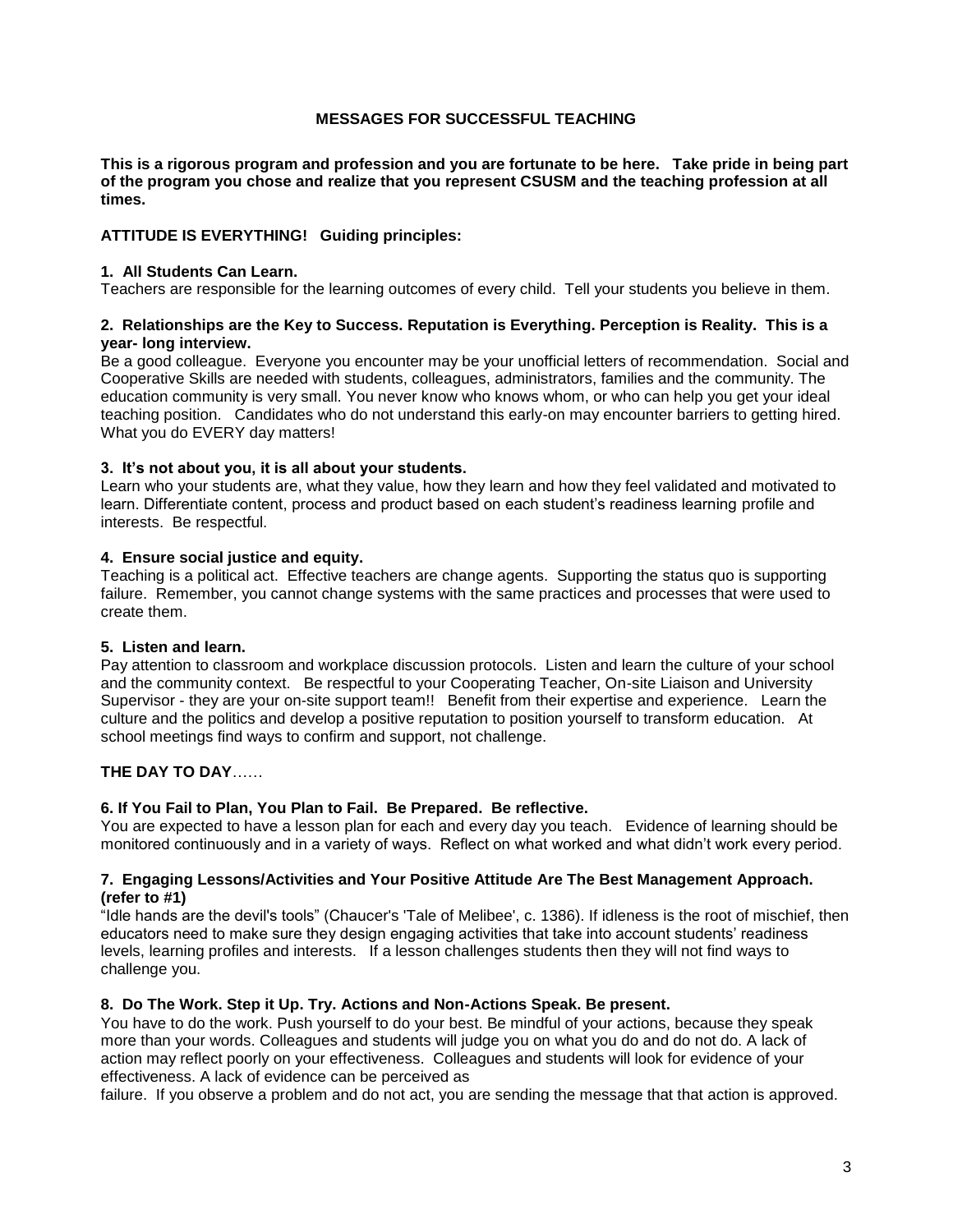# MESSAGES FOR SUCCESSFUL TEACHING

**This is a rigorous program and profession and you are fortunate to be here. Take pride in being part of the program you chose and realize that you represent CSUSM and the teaching profession at all times.**

**ATTITUDE IS EVERYTHING! Guiding principles:**

### 1. All Students Can Learn.

Teachers are responsible for the learning outcomes of every child. Tell your students you believe in them.

### 2. Relationships are the Key to Success. Reputation is Everything. Perception is Reality. This is a year- long interview.

Be a good colleague. Everyone you encounter may be your unofficial letters of recommendation. Social and Cooperative Skills are needed with students, colleagues, administrators, families and the community. The education community is very small. You never know who knows whom, or who can help you get your ideal teaching position. Candidates who do not understand this early-on may encounter barriers to getting hired. What you do EVERY day matters!

### 3. It's not about you, it is all about your students.

Learn who your students are, what they value, how they learn and how they feel validated and motivated to learn. Differentiate content, process and product based on each student's readiness learning profile and interests. Be respectful.

### 4. Ensure social justice and equity.

Teaching is a political act. Effective teachers are change agents. Supporting the status quo is supporting failure. Remember, you cannot change systems with the same practices and processes that were used to create them.

### 5. Listen and learn.

Pay attention to classroom and workplace discussion protocols. Listen and learn the culture of your school and the community context. Be respectful to your Cooperating Teacher, On-site Liaison and University Supervisor - they are your on-site support team!! Benefit from their expertise and experience. Learn the culture and the politics and develop a positive reputation to position yourself to transform education. At school meetings find ways to confirm and support, not challenge.

**THE DAY TO DAY……**

### 6. If You Fail to Plan, You Plan to Fail. Be Prepared. Be reflective.

You are expected to have a lesson plan for each and every day you teach. Evidence of learning should be monitored continuously and in a variety of ways. Reflect on what worked and what didn't work every period.

### 7. Engaging Lessons/Activities and Your Positive Attitude Are The Best Management Approach. (refer to #1)

"Idle hands are the devil's tools" (Chaucer's 'Tale of Melibee', c. 1386). If idleness is the root of mischief, then educators need to make sure they design engaging activities that take into account students' readiness levels, learning profiles and interests. If a lesson challenges students then they will not find ways to challenge you.

### 8. Do The Work. Step it Up. Try. Actions and Non-Actions Speak. Be present.

You have to do the work. Push yourself to do your best. Be mindful of your actions, because they speak more than your words. Colleagues and students will judge you on what you do and do not do. A lack of action may reflect poorly on your effectiveness. Colleagues and students will look for evidence of your effectiveness. A lack of evidence can be perceived as failure. If you observe a problem and do not act, you are sending the message that that action is approved.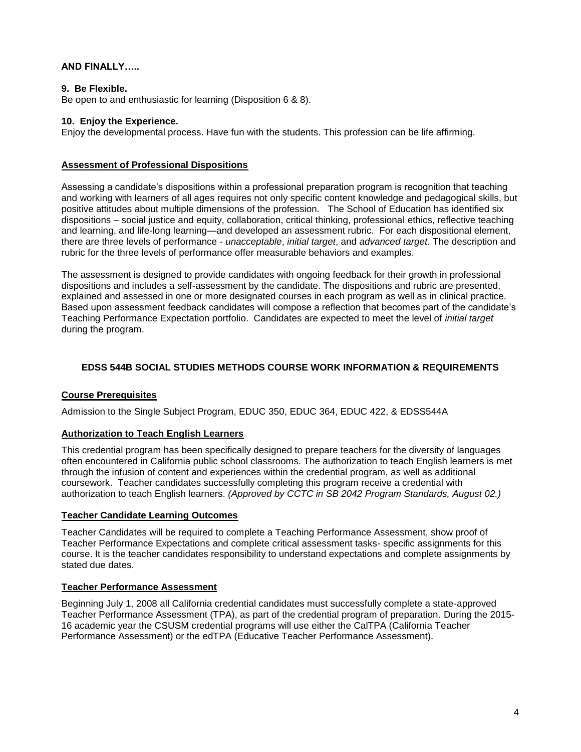**AND FINALLY…..**

**9. Be Flexible.**
Be open to and enthusiastic for learning (Disposition 6 & 8).

**10. Enjoy the Experience.**
Enjoy the developmental process. Have fun with the students. This profession can be life affirming.

## Assessment of Professional Dispositions

Assessing a candidate's dispositions within a professional preparation program is recognition that teaching and working with learners of all ages requires not only specific content knowledge and pedagogical skills, but positive attitudes about multiple dimensions of the profession. The School of Education has identified six dispositions – social justice and equity, collaboration, critical thinking, professional ethics, reflective teaching and learning, and life-long learning—and developed an assessment rubric. For each dispositional element, there are three levels of performance - *unacceptable*, *initial target*, and *advanced target*. The description and rubric for the three levels of performance offer measurable behaviors and examples.

The assessment is designed to provide candidates with ongoing feedback for their growth in professional dispositions and includes a self-assessment by the candidate. The dispositions and rubric are presented, explained and assessed in one or more designated courses in each program as well as in clinical practice. Based upon assessment feedback candidates will compose a reflection that becomes part of the candidate's Teaching Performance Expectation portfolio. Candidates are expected to meet the level of *initial target* during the program.

# EDSS 544B SOCIAL STUDIES METHODS COURSE WORK INFORMATION & REQUIREMENTS

## Course Prerequisites

Admission to the Single Subject Program, EDUC 350, EDUC 364, EDUC 422, & EDSS544A

## Authorization to Teach English Learners

This credential program has been specifically designed to prepare teachers for the diversity of languages often encountered in California public school classrooms. The authorization to teach English learners is met through the infusion of content and experiences within the credential program, as well as additional coursework. Teacher candidates successfully completing this program receive a credential with authorization to teach English learners. *(Approved by CCTC in SB 2042 Program Standards, August 02.)*

## Teacher Candidate Learning Outcomes

Teacher Candidates will be required to complete a Teaching Performance Assessment, show proof of Teacher Performance Expectations and complete critical assessment tasks- specific assignments for this course. It is the teacher candidates responsibility to understand expectations and complete assignments by stated due dates.

## Teacher Performance Assessment

Beginning July 1, 2008 all California credential candidates must successfully complete a state-approved Teacher Performance Assessment (TPA), as part of the credential program of preparation. During the 2015-16 academic year the CSUSM credential programs will use either the CalTPA (California Teacher Performance Assessment) or the edTPA (Educative Teacher Performance Assessment).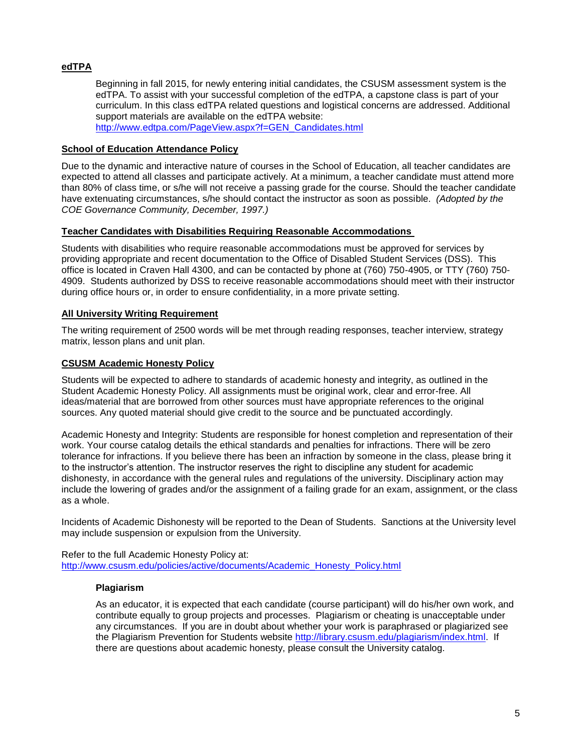## edTPA

Beginning in fall 2015, for newly entering initial candidates, the CSUSM assessment system is the edTPA. To assist with your successful completion of the edTPA, a capstone class is part of your curriculum. In this class edTPA related questions and logistical concerns are addressed. Additional support materials are available on the edTPA website:
http://www.edtpa.com/PageView.aspx?f=GEN_Candidates.html

## School of Education Attendance Policy

Due to the dynamic and interactive nature of courses in the School of Education, all teacher candidates are expected to attend all classes and participate actively. At a minimum, a teacher candidate must attend more than 80% of class time, or s/he will not receive a passing grade for the course. Should the teacher candidate have extenuating circumstances, s/he should contact the instructor as soon as possible. *(Adopted by the COE Governance Community, December, 1997.)*

## Teacher Candidates with Disabilities Requiring Reasonable Accommodations

Students with disabilities who require reasonable accommodations must be approved for services by providing appropriate and recent documentation to the Office of Disabled Student Services (DSS). This office is located in Craven Hall 4300, and can be contacted by phone at (760) 750-4905, or TTY (760) 750-4909. Students authorized by DSS to receive reasonable accommodations should meet with their instructor during office hours or, in order to ensure confidentiality, in a more private setting.

## All University Writing Requirement

The writing requirement of 2500 words will be met through reading responses, teacher interview, strategy matrix, lesson plans and unit plan.

## CSUSM Academic Honesty Policy

Students will be expected to adhere to standards of academic honesty and integrity, as outlined in the Student Academic Honesty Policy. All assignments must be original work, clear and error-free. All ideas/material that are borrowed from other sources must have appropriate references to the original sources. Any quoted material should give credit to the source and be punctuated accordingly.

Academic Honesty and Integrity: Students are responsible for honest completion and representation of their work. Your course catalog details the ethical standards and penalties for infractions. There will be zero tolerance for infractions. If you believe there has been an infraction by someone in the class, please bring it to the instructor's attention. The instructor reserves the right to discipline any student for academic dishonesty, in accordance with the general rules and regulations of the university. Disciplinary action may include the lowering of grades and/or the assignment of a failing grade for an exam, assignment, or the class as a whole.

Incidents of Academic Dishonesty will be reported to the Dean of Students. Sanctions at the University level may include suspension or expulsion from the University.

Refer to the full Academic Honesty Policy at:
http://www.csusm.edu/policies/active/documents/Academic_Honesty_Policy.html

### Plagiarism

As an educator, it is expected that each candidate (course participant) will do his/her own work, and contribute equally to group projects and processes. Plagiarism or cheating is unacceptable under any circumstances. If you are in doubt about whether your work is paraphrased or plagiarized see the Plagiarism Prevention for Students website http://library.csusm.edu/plagiarism/index.html. If there are questions about academic honesty, please consult the University catalog.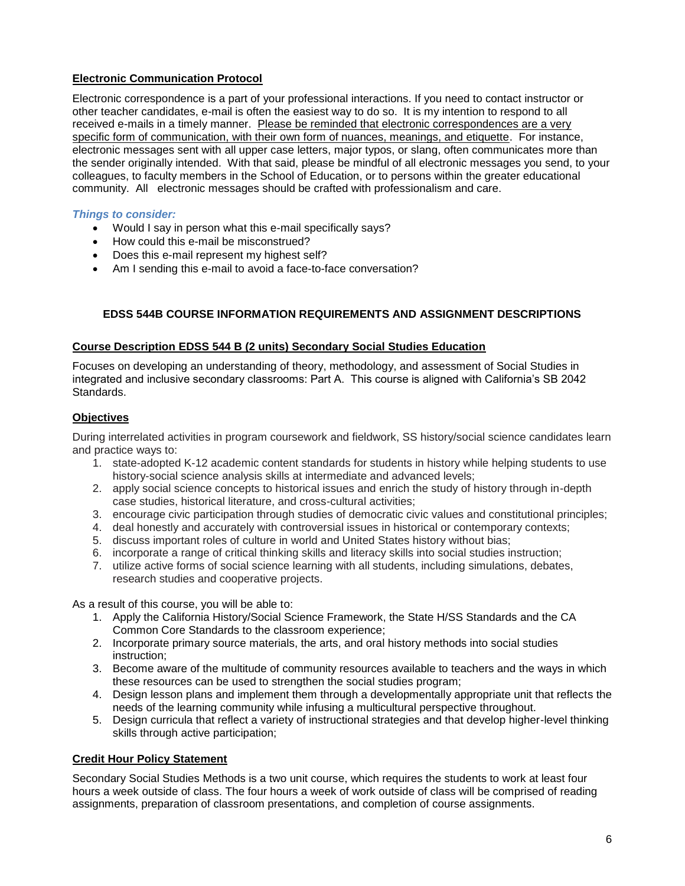**Electronic Communication Protocol**

Electronic correspondence is a part of your professional interactions. If you need to contact instructor or other teacher candidates, e-mail is often the easiest way to do so. It is my intention to respond to all received e-mails in a timely manner. Please be reminded that electronic correspondences are a very specific form of communication, with their own form of nuances, meanings, and etiquette. For instance, electronic messages sent with all upper case letters, major typos, or slang, often communicates more than the sender originally intended. With that said, please be mindful of all electronic messages you send, to your colleagues, to faculty members in the School of Education, or to persons within the greater educational community. All electronic messages should be crafted with professionalism and care.

***Things to consider:***

- Would I say in person what this e-mail specifically says?
- How could this e-mail be misconstrued?
- Does this e-mail represent my highest self?
- Am I sending this e-mail to avoid a face-to-face conversation?

## EDSS 544B COURSE INFORMATION REQUIREMENTS AND ASSIGNMENT DESCRIPTIONS

**Course Description EDSS 544 B (2 units) Secondary Social Studies Education**

Focuses on developing an understanding of theory, methodology, and assessment of Social Studies in integrated and inclusive secondary classrooms: Part A. This course is aligned with California's SB 2042 Standards.

**Objectives**

During interrelated activities in program coursework and fieldwork, SS history/social science candidates learn and practice ways to:

1. state-adopted K-12 academic content standards for students in history while helping students to use history-social science analysis skills at intermediate and advanced levels;
2. apply social science concepts to historical issues and enrich the study of history through in-depth case studies, historical literature, and cross-cultural activities;
3. encourage civic participation through studies of democratic civic values and constitutional principles;
4. deal honestly and accurately with controversial issues in historical or contemporary contexts;
5. discuss important roles of culture in world and United States history without bias;
6. incorporate a range of critical thinking skills and literacy skills into social studies instruction;
7. utilize active forms of social science learning with all students, including simulations, debates, research studies and cooperative projects.

As a result of this course, you will be able to:

1. Apply the California History/Social Science Framework, the State H/SS Standards and the CA Common Core Standards to the classroom experience;
2. Incorporate primary source materials, the arts, and oral history methods into social studies instruction;
3. Become aware of the multitude of community resources available to teachers and the ways in which these resources can be used to strengthen the social studies program;
4. Design lesson plans and implement them through a developmentally appropriate unit that reflects the needs of the learning community while infusing a multicultural perspective throughout.
5. Design curricula that reflect a variety of instructional strategies and that develop higher-level thinking skills through active participation;

**Credit Hour Policy Statement**

Secondary Social Studies Methods is a two unit course, which requires the students to work at least four hours a week outside of class. The four hours a week of work outside of class will be comprised of reading assignments, preparation of classroom presentations, and completion of course assignments.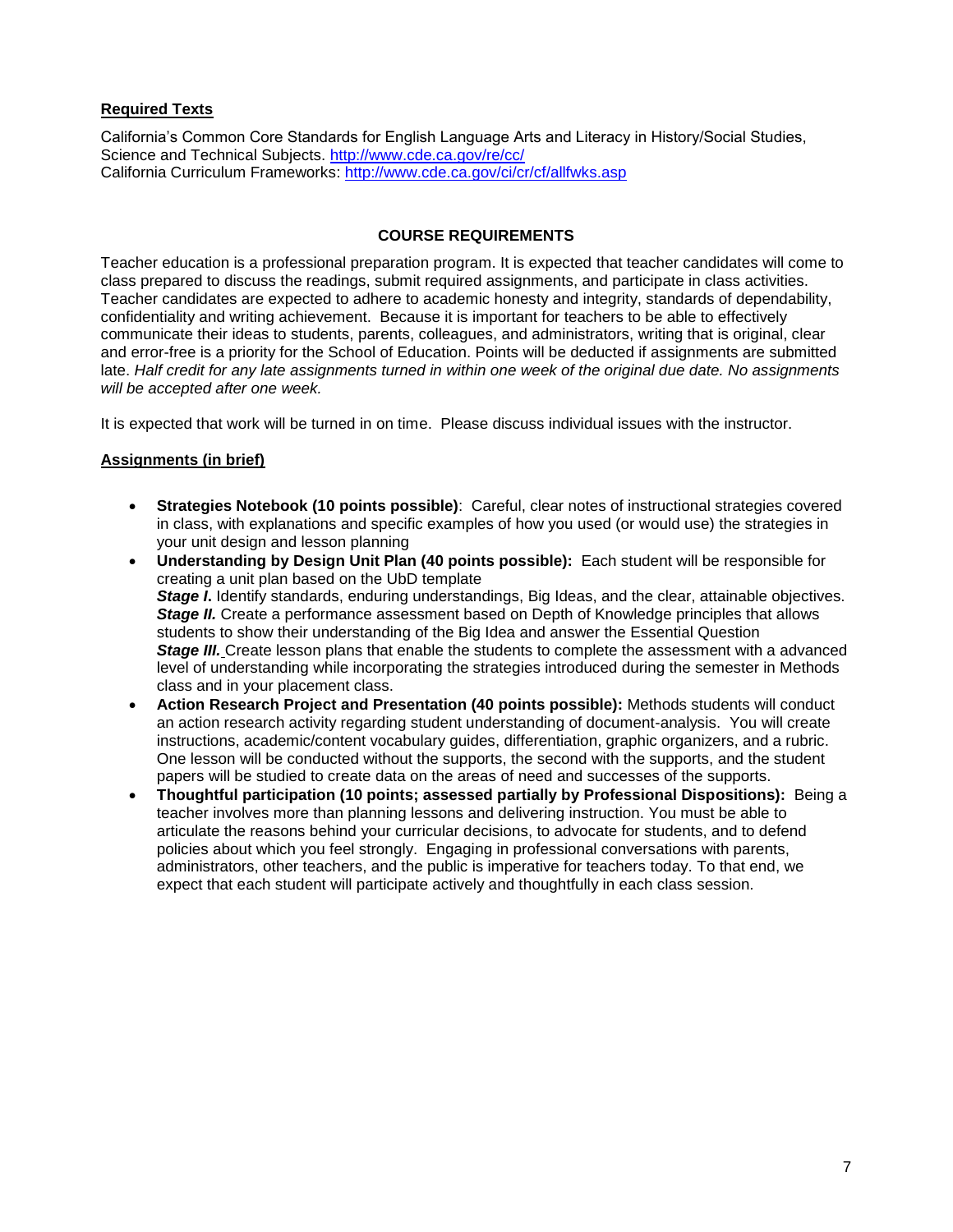**Required Texts**

California's Common Core Standards for English Language Arts and Literacy in History/Social Studies, Science and Technical Subjects. http://www.cde.ca.gov/re/cc/
California Curriculum Frameworks: http://www.cde.ca.gov/ci/cr/cf/allfwks.asp

## COURSE REQUIREMENTS

Teacher education is a professional preparation program. It is expected that teacher candidates will come to class prepared to discuss the readings, submit required assignments, and participate in class activities. Teacher candidates are expected to adhere to academic honesty and integrity, standards of dependability, confidentiality and writing achievement. Because it is important for teachers to be able to effectively communicate their ideas to students, parents, colleagues, and administrators, writing that is original, clear and error-free is a priority for the School of Education. Points will be deducted if assignments are submitted late. *Half credit for any late assignments turned in within one week of the original due date. No assignments will be accepted after one week.*

It is expected that work will be turned in on time. Please discuss individual issues with the instructor.

**Assignments (in brief)**

- **Strategies Notebook (10 points possible)**: Careful, clear notes of instructional strategies covered in class, with explanations and specific examples of how you used (or would use) the strategies in your unit design and lesson planning
- **Understanding by Design Unit Plan (40 points possible):** Each student will be responsible for creating a unit plan based on the UbD template
  ***Stage I.*** Identify standards, enduring understandings, Big Ideas, and the clear, attainable objectives.
  ***Stage II.*** Create a performance assessment based on Depth of Knowledge principles that allows students to show their understanding of the Big Idea and answer the Essential Question
  ***Stage III.*** Create lesson plans that enable the students to complete the assessment with a advanced level of understanding while incorporating the strategies introduced during the semester in Methods class and in your placement class.
- **Action Research Project and Presentation (40 points possible):** Methods students will conduct an action research activity regarding student understanding of document-analysis. You will create instructions, academic/content vocabulary guides, differentiation, graphic organizers, and a rubric. One lesson will be conducted without the supports, the second with the supports, and the student papers will be studied to create data on the areas of need and successes of the supports.
- **Thoughtful participation (10 points; assessed partially by Professional Dispositions):** Being a teacher involves more than planning lessons and delivering instruction. You must be able to articulate the reasons behind your curricular decisions, to advocate for students, and to defend policies about which you feel strongly. Engaging in professional conversations with parents, administrators, other teachers, and the public is imperative for teachers today. To that end, we expect that each student will participate actively and thoughtfully in each class session.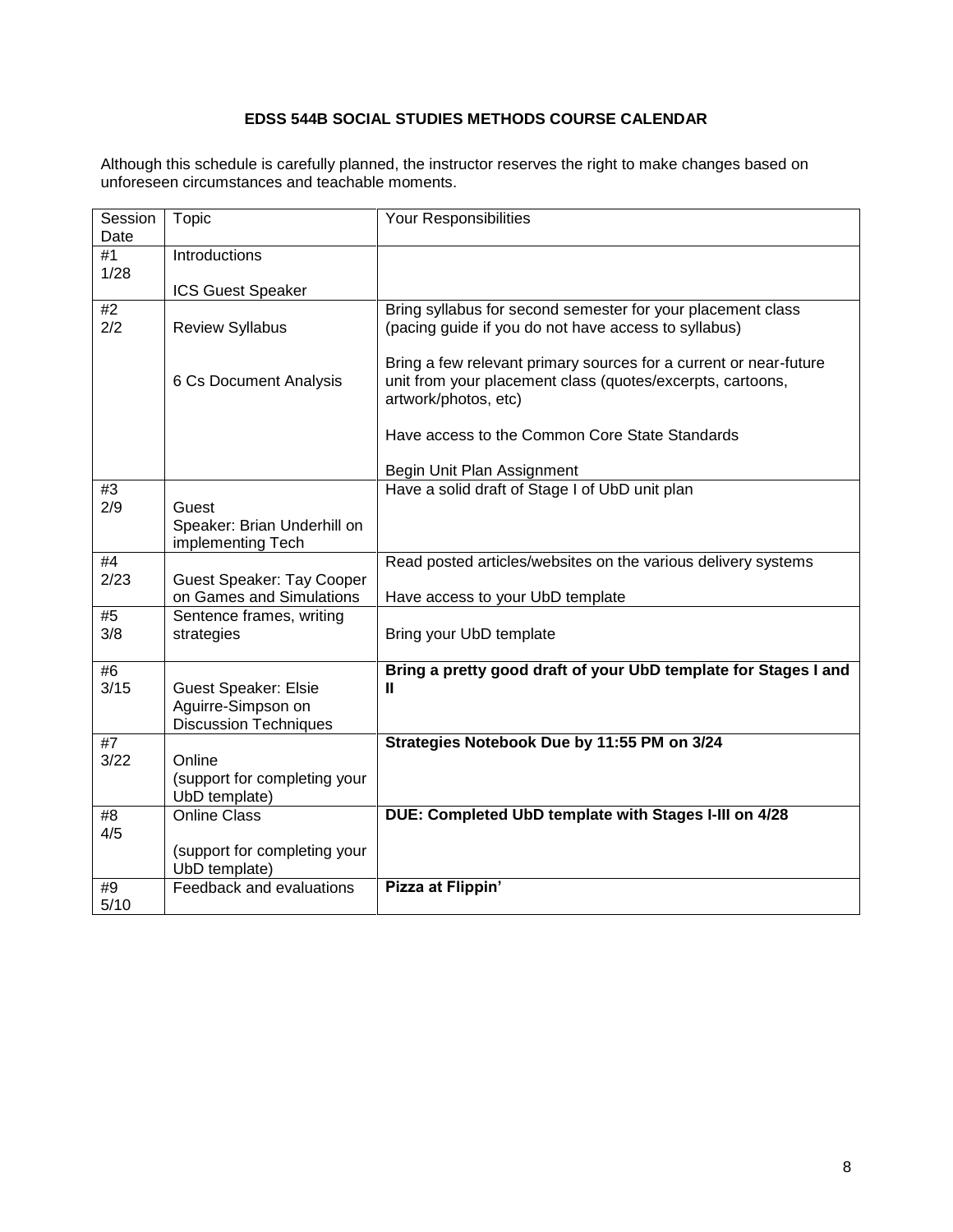**EDSS 544B SOCIAL STUDIES METHODS COURSE CALENDAR**

Although this schedule is carefully planned, the instructor reserves the right to make changes based on unforeseen circumstances and teachable moments.

| Session Date | Topic | Your Responsibilities |
|---|---|---|
| #1 1/28 | Introductions<br><br>ICS Guest Speaker | |
| #2 2/2 | Review Syllabus<br><br>6 Cs Document Analysis | Bring syllabus for second semester for your placement class (pacing guide if you do not have access to syllabus)<br><br>Bring a few relevant primary sources for a current or near-future unit from your placement class (quotes/excerpts, cartoons, artwork/photos, etc)<br><br>Have access to the Common Core State Standards<br><br>Begin Unit Plan Assignment |
| #3 2/9 | Guest Speaker: Brian Underhill on implementing Tech | Have a solid draft of Stage I of UbD unit plan |
| #4 2/23 | Guest Speaker: Tay Cooper on Games and Simulations | Read posted articles/websites on the various delivery systems<br><br>Have access to your UbD template |
| #5 3/8 | Sentence frames, writing strategies | Bring your UbD template |
| #6 3/15 | Guest Speaker: Elsie Aguirre-Simpson on Discussion Techniques | **Bring a pretty good draft of your UbD template for Stages I and II** |
| #7 3/22 | Online (support for completing your UbD template) | **Strategies Notebook Due by 11:55 PM on 3/24** |
| #8 4/5 | Online Class<br><br>(support for completing your UbD template) | **DUE: Completed UbD template with Stages I-III on 4/28** |
| #9 5/10 | Feedback and evaluations | **Pizza at Flippin'** |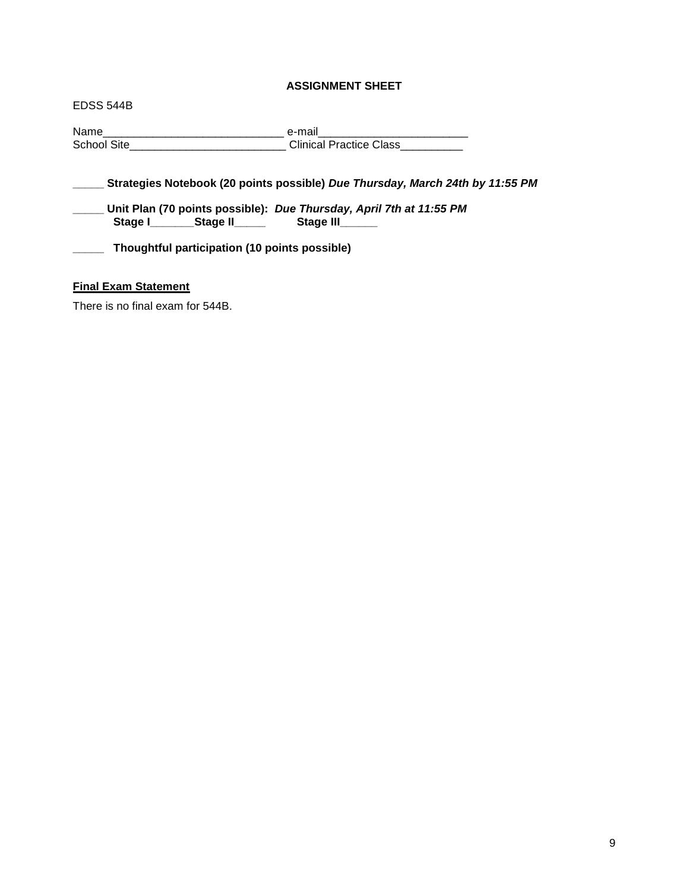**ASSIGNMENT SHEET**

EDSS 544B

Name_____________________________ e-mail________________________
School Site_________________________ Clinical Practice Class__________

_____ **Strategies Notebook (20 points possible)** ***Due Thursday, March 24th by 11:55 PM***

_____ **Unit Plan (70 points possible):** ***Due Thursday, April 7th at 11:55 PM***
**Stage I_______Stage II_____ Stage III______**

_____ **Thoughtful participation (10 points possible)**

**Final Exam Statement**

There is no final exam for 544B.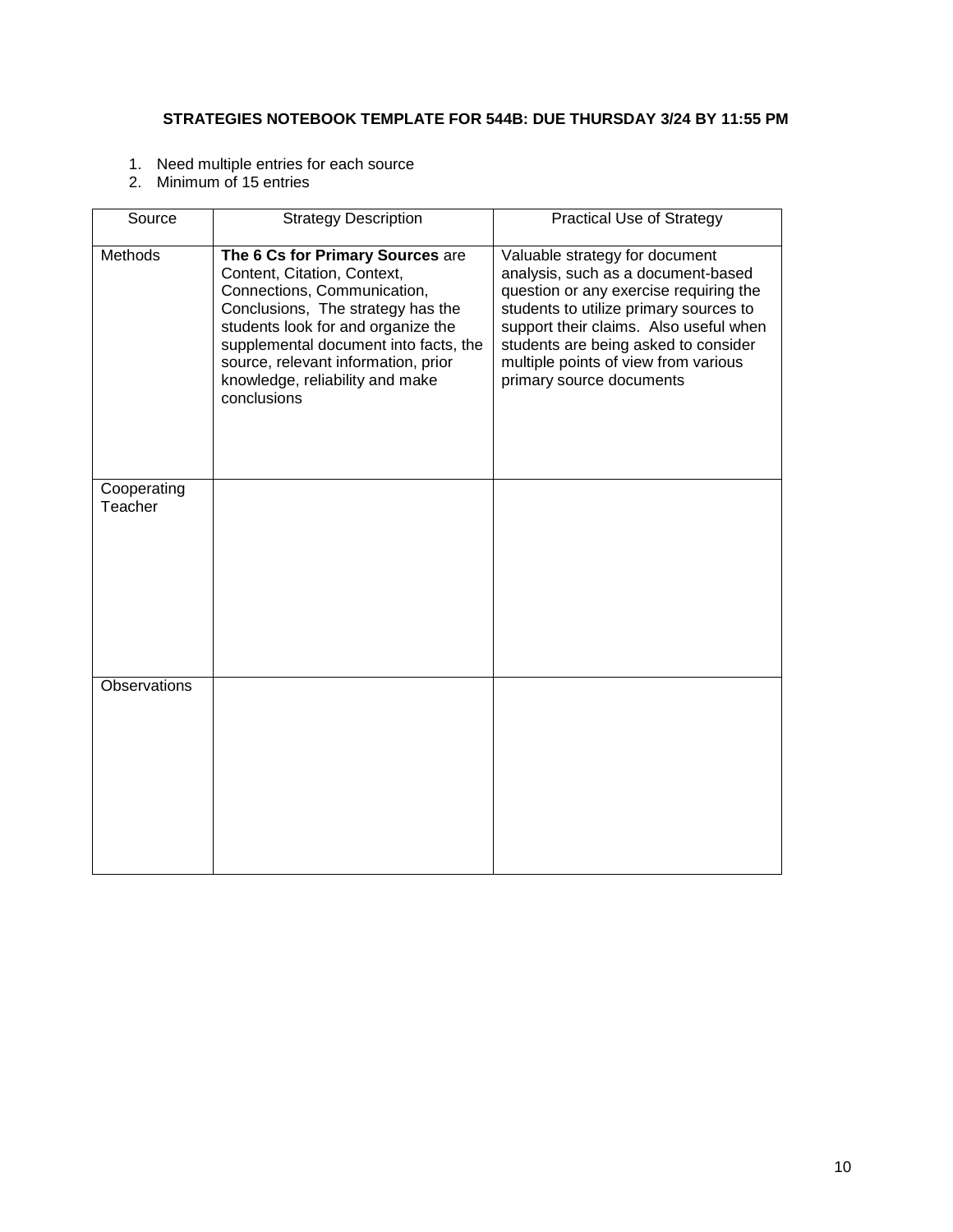**STRATEGIES NOTEBOOK TEMPLATE FOR 544B: DUE THURSDAY 3/24 BY 11:55 PM**

1. Need multiple entries for each source
2. Minimum of 15 entries

| Source | Strategy Description | Practical Use of Strategy |
|---|---|---|
| Methods | **The 6 Cs for Primary Sources** are Content, Citation, Context, Connections, Communication, Conclusions, The strategy has the students look for and organize the supplemental document into facts, the source, relevant information, prior knowledge, reliability and make conclusions | Valuable strategy for document analysis, such as a document-based question or any exercise requiring the students to utilize primary sources to support their claims. Also useful when students are being asked to consider multiple points of view from various primary source documents |
| Cooperating Teacher | | |
| Observations | | |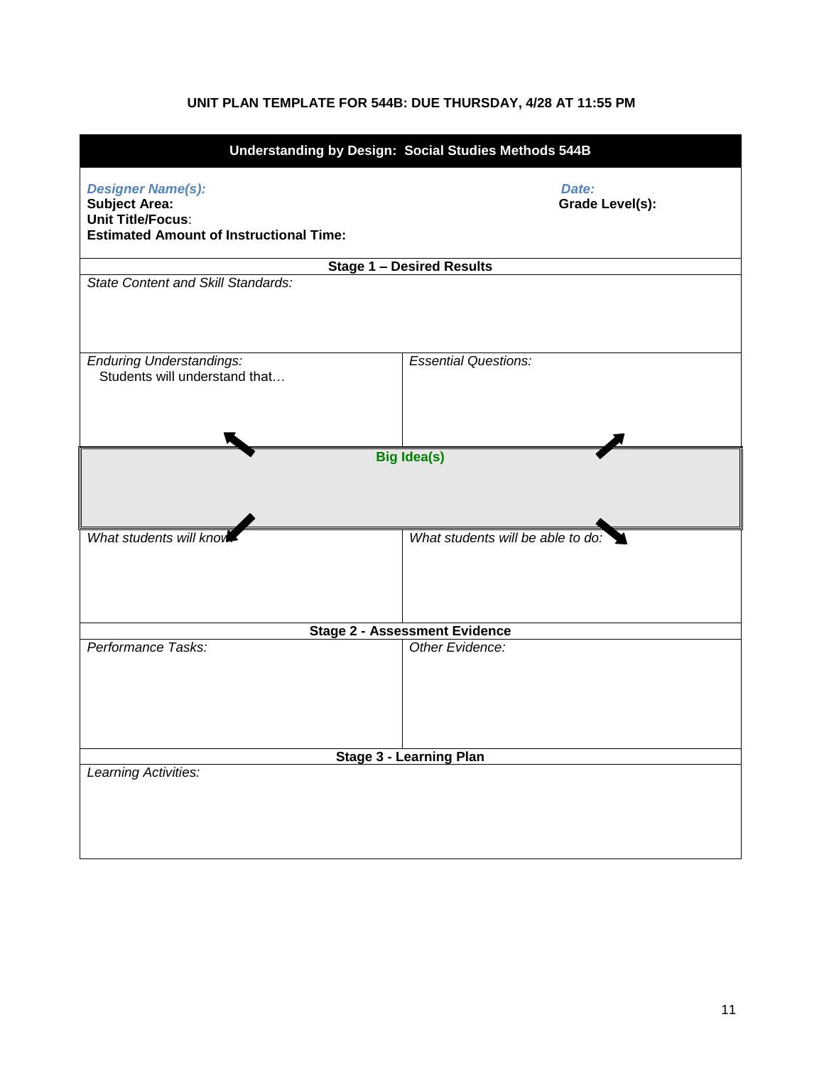**UNIT PLAN TEMPLATE FOR 544B: DUE THURSDAY, 4/28 AT 11:55 PM**

| **Understanding by Design: Social Studies Methods 544B** | |
|---|---|
| ***Designer Name(s):***<br>**Subject Area:**<br>**Unit Title/Focus**:<br>**Estimated Amount of Instructional Time:** | ***Date:***<br>**Grade Level(s):** |
| **Stage 1 – Desired Results** | |
| *State Content and Skill Standards:* | |
| *Enduring Understandings:*<br>Students will understand that… | *Essential Questions:* |
| **Big Idea(s)** | |
| *What students will know:* | *What students will be able to do:* |
| **Stage 2 - Assessment Evidence** | |
| *Performance Tasks:* | *Other Evidence:* |
| **Stage 3 - Learning Plan** | |
| *Learning Activities:* | |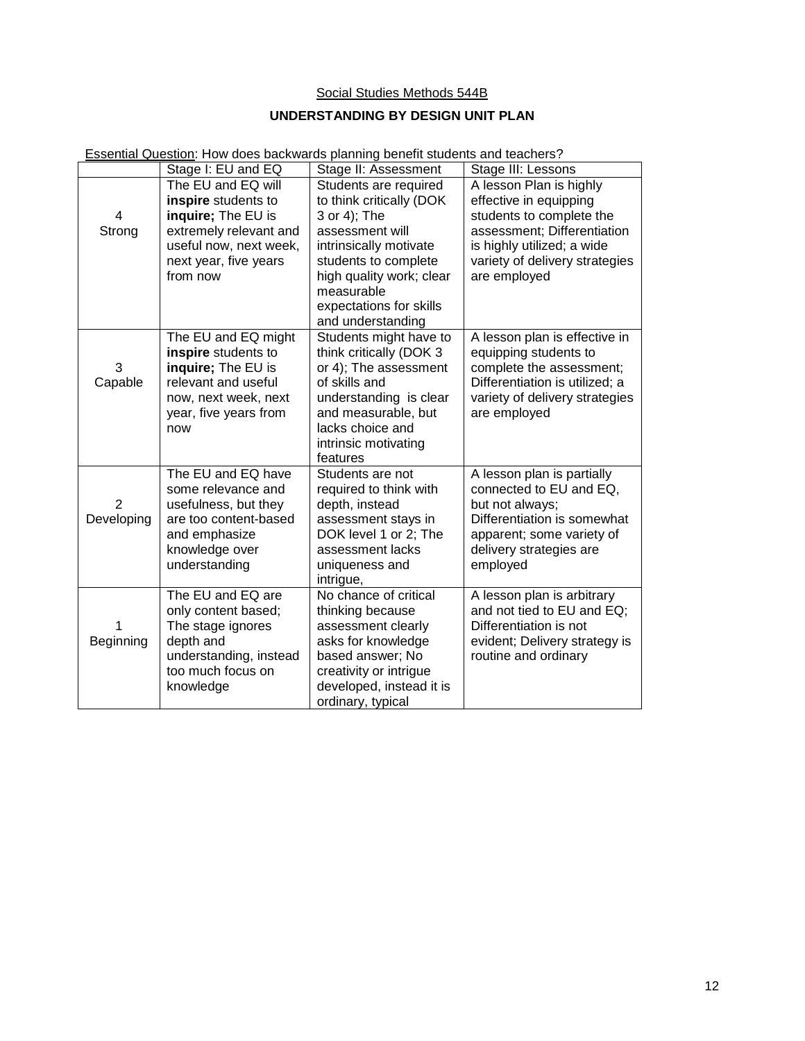Social Studies Methods 544B

## UNDERSTANDING BY DESIGN UNIT PLAN

Essential Question: How does backwards planning benefit students and teachers?

| | Stage I: EU and EQ | Stage II: Assessment | Stage III: Lessons |
|---|---|---|---|
| 4 Strong | The EU and EQ will **inspire** students to **inquire;** The EU is extremely relevant and useful now, next week, next year, five years from now | Students are required to think critically (DOK 3 or 4); The assessment will intrinsically motivate students to complete high quality work; clear measurable expectations for skills and understanding | A lesson Plan is highly effective in equipping students to complete the assessment; Differentiation is highly utilized; a wide variety of delivery strategies are employed |
| 3 Capable | The EU and EQ might **inspire** students to **inquire;** The EU is relevant and useful now, next week, next year, five years from now | Students might have to think critically (DOK 3 or 4); The assessment of skills and understanding is clear and measurable, but lacks choice and intrinsic motivating features | A lesson plan is effective in equipping students to complete the assessment; Differentiation is utilized; a variety of delivery strategies are employed |
| 2 Developing | The EU and EQ have some relevance and usefulness, but they are too content-based and emphasize knowledge over understanding | Students are not required to think with depth, instead assessment stays in DOK level 1 or 2; The assessment lacks uniqueness and intrigue, | A lesson plan is partially connected to EU and EQ, but not always; Differentiation is somewhat apparent; some variety of delivery strategies are employed |
| 1 Beginning | The EU and EQ are only content based; The stage ignores depth and understanding, instead too much focus on knowledge | No chance of critical thinking because assessment clearly asks for knowledge based answer; No creativity or intrigue developed, instead it is ordinary, typical | A lesson plan is arbitrary and not tied to EU and EQ; Differentiation is not evident; Delivery strategy is routine and ordinary |